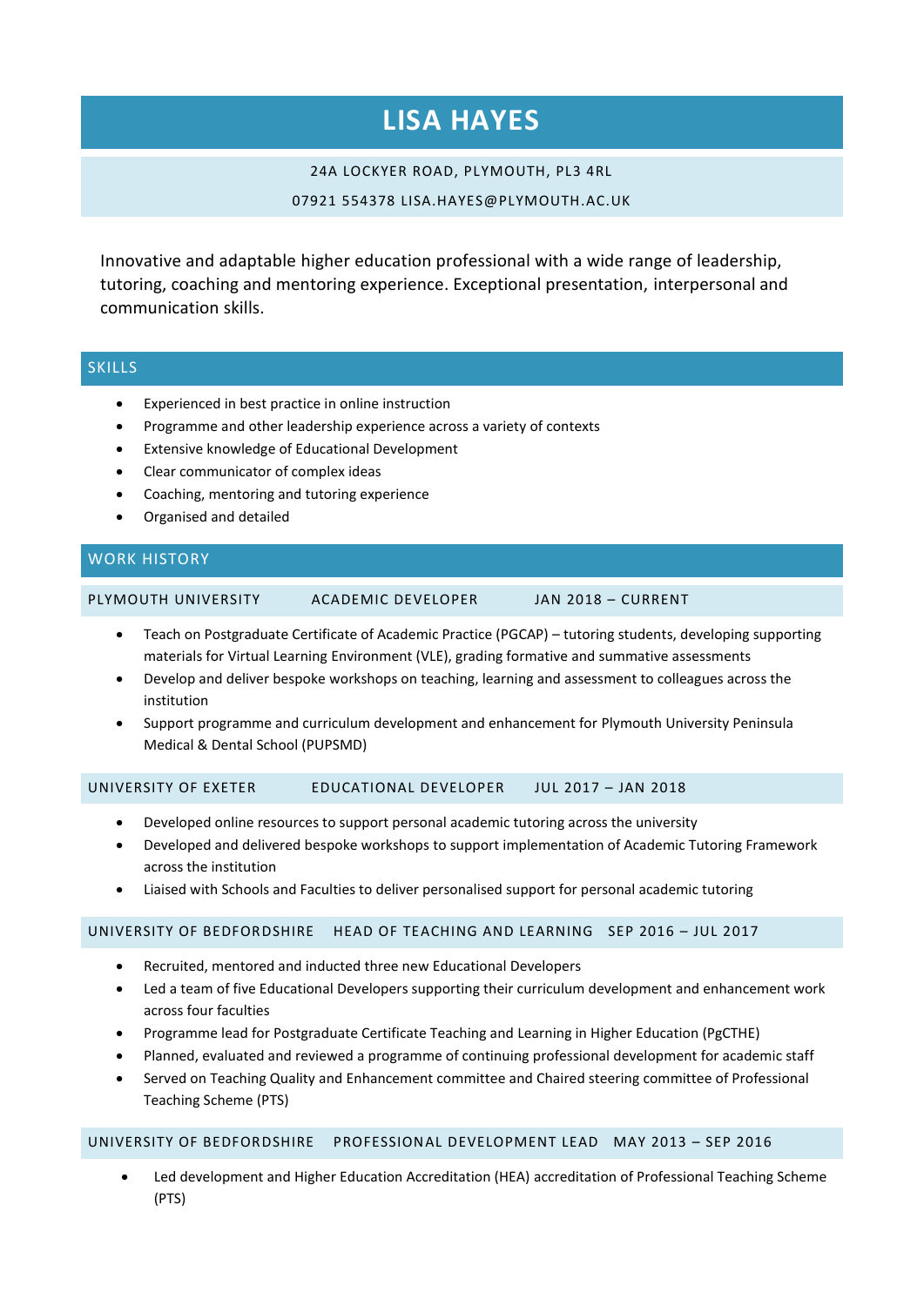# LISA HAYES

24A LOCKYER ROAD, PLYMOUTH, PL3 4RL

07921 554378 LISA.HAYES@PLYMOUTH.AC.UK

Innovative and adaptable higher education professional with a wide range of leadership, tutoring, coaching and mentoring experience. Exceptional presentation, interpersonal and communication skills.

## SKILLS

- Experienced in best practice in online instruction
- Programme and other leadership experience across a variety of contexts
- Extensive knowledge of Educational Development
- Clear communicator of complex ideas
- Coaching, mentoring and tutoring experience
- Organised and detailed

## WORK HISTORY

### PLYMOUTH UNIVERSITY | ACADEMIC DEVELOPER | JAN 2018 – CURRENT

- Teach on Postgraduate Certificate of Academic Practice (PGCAP) – tutoring students, developing supporting materials for Virtual Learning Environment (VLE), grading formative and summative assessments
- Develop and deliver bespoke workshops on teaching, learning and assessment to colleagues across the institution
- Support programme and curriculum development and enhancement for Plymouth University Peninsula Medical & Dental School (PUPSMD)

### UNIVERSITY OF EXETER | EDUCATIONAL DEVELOPER | JUL 2017 – JAN 2018

- Developed online resources to support personal academic tutoring across the university
- Developed and delivered bespoke workshops to support implementation of Academic Tutoring Framework across the institution
- Liaised with Schools and Faculties to deliver personalised support for personal academic tutoring

### UNIVERSITY OF BEDFORDSHIRE | HEAD OF TEACHING AND LEARNING | SEP 2016 – JUL 2017

- Recruited, mentored and inducted three new Educational Developers
- Led a team of five Educational Developers supporting their curriculum development and enhancement work across four faculties
- Programme lead for Postgraduate Certificate Teaching and Learning in Higher Education (PgCTHE)
- Planned, evaluated and reviewed a programme of continuing professional development for academic staff
- Served on Teaching Quality and Enhancement committee and Chaired steering committee of Professional Teaching Scheme (PTS)

### UNIVERSITY OF BEDFORDSHIRE | PROFESSIONAL DEVELOPMENT LEAD | MAY 2013 – SEP 2016

- Led development and Higher Education Accreditation (HEA) accreditation of Professional Teaching Scheme (PTS)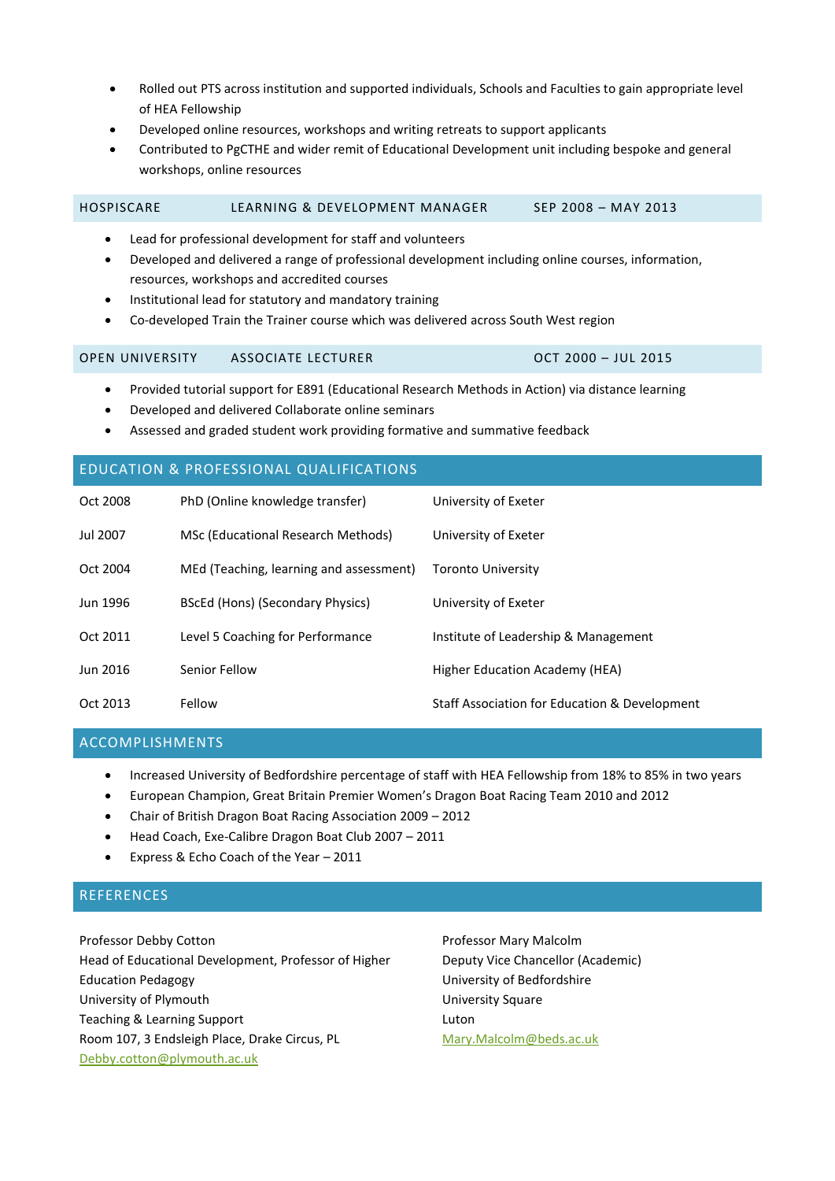- Rolled out PTS across institution and supported individuals, Schools and Faculties to gain appropriate level of HEA Fellowship
- Developed online resources, workshops and writing retreats to support applicants
- Contributed to PgCTHE and wider remit of Educational Development unit including bespoke and general workshops, online resources

### HOSPISCARE | LEARNING & DEVELOPMENT MANAGER | SEP 2008 – MAY 2013

- Lead for professional development for staff and volunteers
- Developed and delivered a range of professional development including online courses, information, resources, workshops and accredited courses
- Institutional lead for statutory and mandatory training
- Co-developed Train the Trainer course which was delivered across South West region

### OPEN UNIVERSITY | ASSOCIATE LECTURER | OCT 2000 – JUL 2015

- Provided tutorial support for E891 (Educational Research Methods in Action) via distance learning
- Developed and delivered Collaborate online seminars
- Assessed and graded student work providing formative and summative feedback

## EDUCATION & PROFESSIONAL QUALIFICATIONS

| | | |
|---|---|---|
| Oct 2008 | PhD (Online knowledge transfer) | University of Exeter |
| Jul 2007 | MSc (Educational Research Methods) | University of Exeter |
| Oct 2004 | MEd (Teaching, learning and assessment) | Toronto University |
| Jun 1996 | BScEd (Hons) (Secondary Physics) | University of Exeter |
| Oct 2011 | Level 5 Coaching for Performance | Institute of Leadership & Management |
| Jun 2016 | Senior Fellow | Higher Education Academy (HEA) |
| Oct 2013 | Fellow | Staff Association for Education & Development |

## ACCOMPLISHMENTS

- Increased University of Bedfordshire percentage of staff with HEA Fellowship from 18% to 85% in two years
- European Champion, Great Britain Premier Women's Dragon Boat Racing Team 2010 and 2012
- Chair of British Dragon Boat Racing Association 2009 – 2012
- Head Coach, Exe-Calibre Dragon Boat Club 2007 – 2011
- Express & Echo Coach of the Year – 2011

## REFERENCES

Professor Debby Cotton
Head of Educational Development, Professor of Higher Education Pedagogy
University of Plymouth
Teaching & Learning Support
Room 107, 3 Endsleigh Place, Drake Circus, PL
Debby.cotton@plymouth.ac.uk

Professor Mary Malcolm
Deputy Vice Chancellor (Academic)
University of Bedfordshire
University Square
Luton
Mary.Malcolm@beds.ac.uk